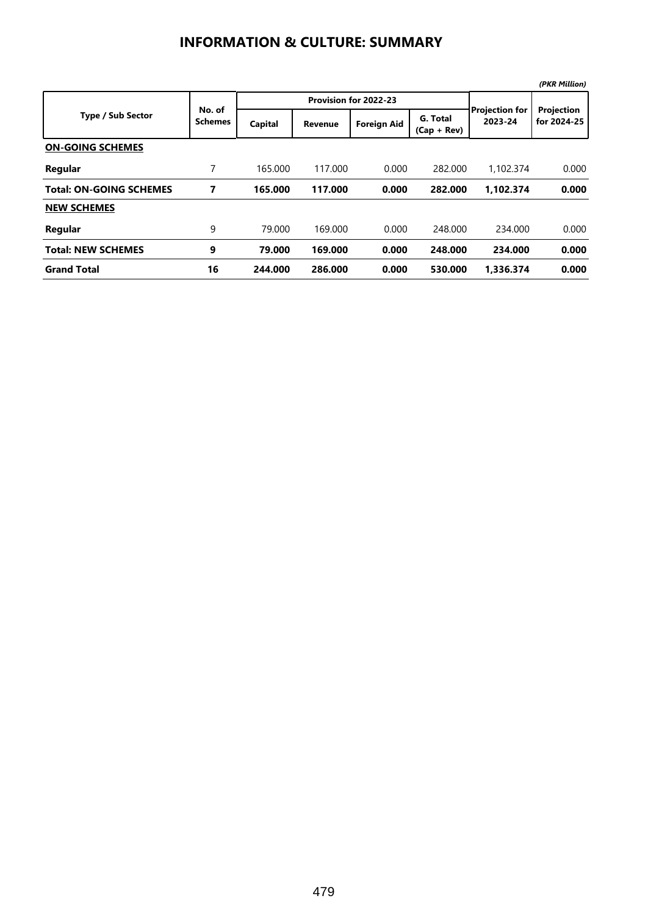# INFORMATION & CULTURE: SUMMARY

*(PKR Million)*

| Type / Sub Sector | No. of Schemes | Provision for 2022-23 | | | | Projection for 2023-24 | Projection for 2024-25 |
|---|---|---|---|---|---|---|---|
| | | Capital | Revenue | Foreign Aid | G. Total (Cap + Rev) | | |
| **ON-GOING SCHEMES** | | | | | | | |
| **Regular** | 7 | 165.000 | 117.000 | 0.000 | 282.000 | 1,102.374 | 0.000 |
| **Total: ON-GOING SCHEMES** | **7** | **165.000** | **117.000** | **0.000** | **282.000** | **1,102.374** | **0.000** |
| **NEW SCHEMES** | | | | | | | |
| **Regular** | 9 | 79.000 | 169.000 | 0.000 | 248.000 | 234.000 | 0.000 |
| **Total: NEW SCHEMES** | **9** | **79.000** | **169.000** | **0.000** | **248.000** | **234.000** | **0.000** |
| **Grand Total** | **16** | **244.000** | **286.000** | **0.000** | **530.000** | **1,336.374** | **0.000** |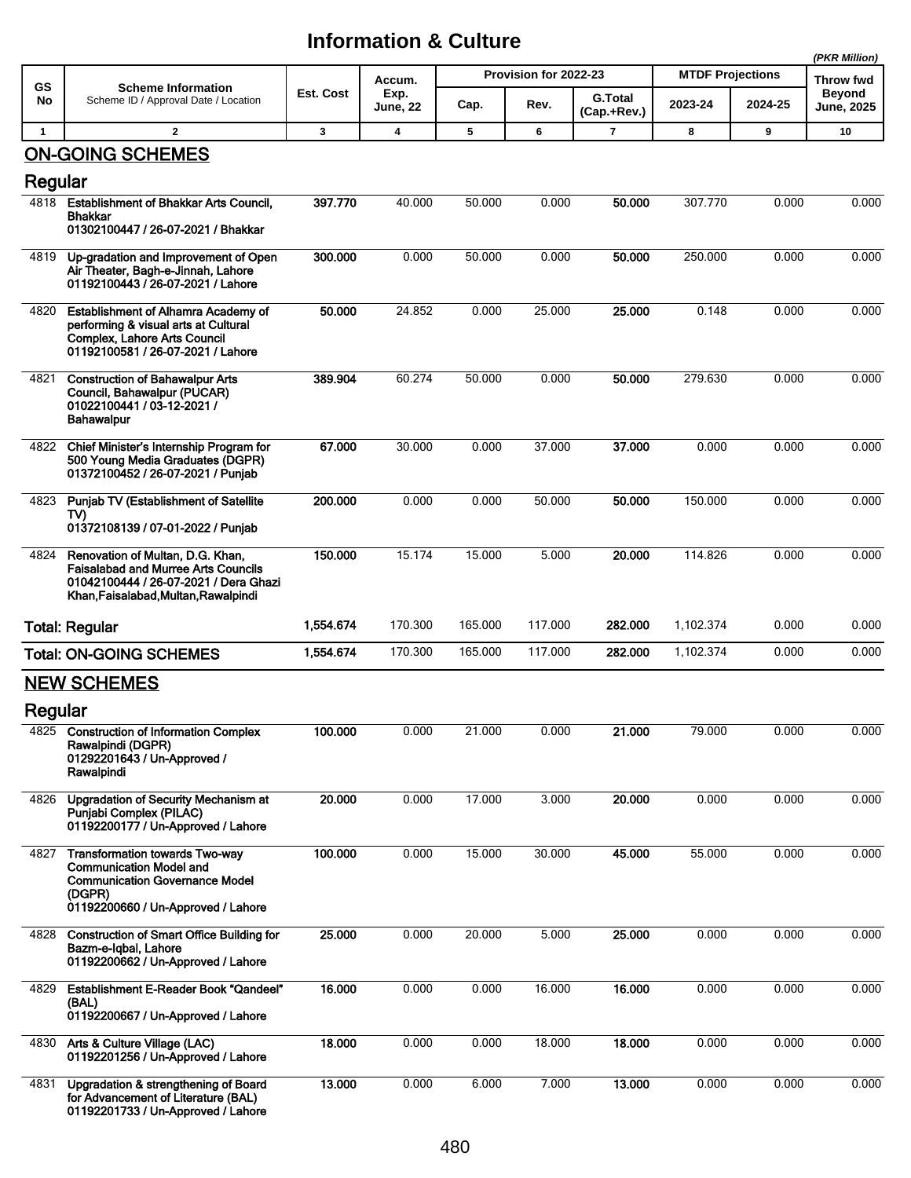# Information & Culture

*(PKR Million)*

| GS No | Scheme Information<br>Scheme ID / Approval Date / Location | Est. Cost | Accum. Exp. June, 22 | Provision for 2022-23 | | | MTDF Projections | | Throw fwd Beyond June, 2025 |
|---|---|---|---|---|---|---|---|---|---|
| | | | | Cap. | Rev. | G.Total (Cap.+Rev.) | 2023-24 | 2024-25 | |
| 1 | 2 | 3 | 4 | 5 | 6 | 7 | 8 | 9 | 10 |
| | **ON-GOING SCHEMES** | | | | | | | | |
| | **Regular** | | | | | | | | |
| 4818 | **Establishment of Bhakkar Arts Council, Bhakkar<br>01302100447 / 26-07-2021 / Bhakkar** | **397.770** | 40.000 | 50.000 | 0.000 | **50.000** | 307.770 | 0.000 | 0.000 |
| 4819 | **Up-gradation and Improvement of Open Air Theater, Bagh-e-Jinnah, Lahore<br>01192100443 / 26-07-2021 / Lahore** | **300.000** | 0.000 | 50.000 | 0.000 | **50.000** | 250.000 | 0.000 | 0.000 |
| 4820 | **Establishment of Alhamra Academy of performing & visual arts at Cultural Complex, Lahore Arts Council<br>01192100581 / 26-07-2021 / Lahore** | **50.000** | 24.852 | 0.000 | 25.000 | **25.000** | 0.148 | 0.000 | 0.000 |
| 4821 | **Construction of Bahawalpur Arts Council, Bahawalpur (PUCAR)<br>01022100441 / 03-12-2021 / Bahawalpur** | **389.904** | 60.274 | 50.000 | 0.000 | **50.000** | 279.630 | 0.000 | 0.000 |
| 4822 | **Chief Minister's Internship Program for 500 Young Media Graduates (DGPR)<br>01372100452 / 26-07-2021 / Punjab** | **67.000** | 30.000 | 0.000 | 37.000 | **37.000** | 0.000 | 0.000 | 0.000 |
| 4823 | **Punjab TV (Establishment of Satellite TV)<br>01372108139 / 07-01-2022 / Punjab** | **200.000** | 0.000 | 0.000 | 50.000 | **50.000** | 150.000 | 0.000 | 0.000 |
| 4824 | **Renovation of Multan, D.G. Khan, Faisalabad and Murree Arts Councils<br>01042100444 / 26-07-2021 / Dera Ghazi Khan,Faisalabad,Multan,Rawalpindi** | **150.000** | 15.174 | 15.000 | 5.000 | **20.000** | 114.826 | 0.000 | 0.000 |
| | **Total: Regular** | **1,554.674** | 170.300 | 165.000 | 117.000 | **282.000** | 1,102.374 | 0.000 | 0.000 |
| | **Total: ON-GOING SCHEMES** | **1,554.674** | 170.300 | 165.000 | 117.000 | **282.000** | 1,102.374 | 0.000 | 0.000 |
| | **NEW SCHEMES** | | | | | | | | |
| | **Regular** | | | | | | | | |
| 4825 | **Construction of Information Complex Rawalpindi (DGPR)<br>01292201643 / Un-Approved / Rawalpindi** | **100.000** | 0.000 | 21.000 | 0.000 | **21.000** | 79.000 | 0.000 | 0.000 |
| 4826 | **Upgradation of Security Mechanism at Punjabi Complex (PILAC)<br>01192200177 / Un-Approved / Lahore** | **20.000** | 0.000 | 17.000 | 3.000 | **20.000** | 0.000 | 0.000 | 0.000 |
| 4827 | **Transformation towards Two-way Communication Model and Communication Governance Model (DGPR)<br>01192200660 / Un-Approved / Lahore** | **100.000** | 0.000 | 15.000 | 30.000 | **45.000** | 55.000 | 0.000 | 0.000 |
| 4828 | **Construction of Smart Office Building for Bazm-e-Iqbal, Lahore<br>01192200662 / Un-Approved / Lahore** | **25.000** | 0.000 | 20.000 | 5.000 | **25.000** | 0.000 | 0.000 | 0.000 |
| 4829 | **Establishment E-Reader Book "Qandeel" (BAL)<br>01192200667 / Un-Approved / Lahore** | **16.000** | 0.000 | 0.000 | 16.000 | **16.000** | 0.000 | 0.000 | 0.000 |
| 4830 | **Arts & Culture Village (LAC)<br>01192201256 / Un-Approved / Lahore** | **18.000** | 0.000 | 0.000 | 18.000 | **18.000** | 0.000 | 0.000 | 0.000 |
| 4831 | **Upgradation & strengthening of Board for Advancement of Literature (BAL)<br>01192201733 / Un-Approved / Lahore** | **13.000** | 0.000 | 6.000 | 7.000 | **13.000** | 0.000 | 0.000 | 0.000 |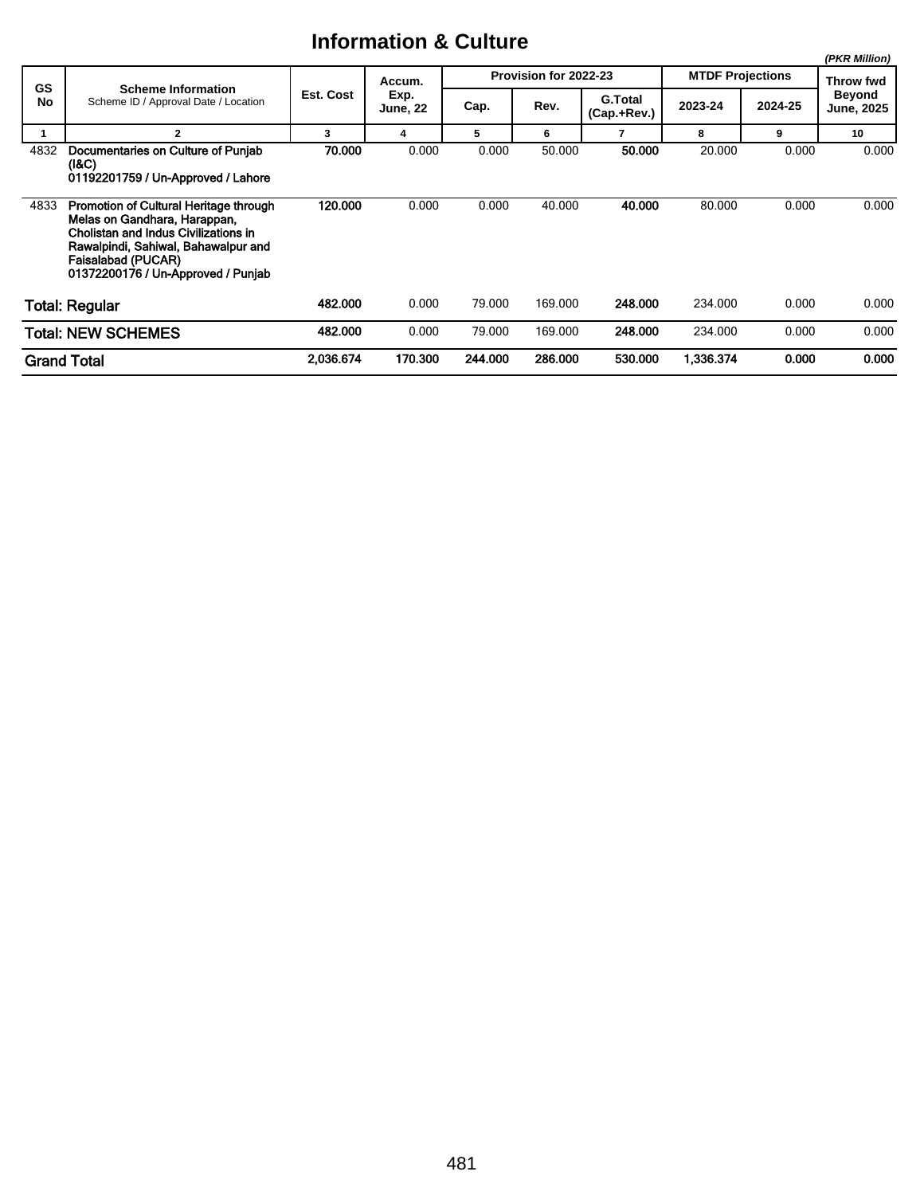# Information & Culture

*(PKR Million)*

| GS No | Scheme Information<br>Scheme ID / Approval Date / Location | Est. Cost | Accum. Exp. June, 22 | Provision for 2022-23 | | | MTDF Projections | | Throw fwd Beyond June, 2025 |
|---|---|---|---|---|---|---|---|---|---|
| | | | | Cap. | Rev. | G.Total (Cap.+Rev.) | 2023-24 | 2024-25 | |
| 1 | 2 | 3 | 4 | 5 | 6 | 7 | 8 | 9 | 10 |
| 4832 | **Documentaries on Culture of Punjab (I&C)**<br>**01192201759 / Un-Approved / Lahore** | **70.000** | 0.000 | 0.000 | 50.000 | **50.000** | 20.000 | 0.000 | 0.000 |
| 4833 | **Promotion of Cultural Heritage through Melas on Gandhara, Harappan, Cholistan and Indus Civilizations in Rawalpindi, Sahiwal, Bahawalpur and Faisalabad (PUCAR)**<br>**01372200176 / Un-Approved / Punjab** | **120.000** | 0.000 | 0.000 | 40.000 | **40.000** | 80.000 | 0.000 | 0.000 |
| **Total: Regular** | | **482.000** | 0.000 | 79.000 | 169.000 | **248.000** | 234.000 | 0.000 | 0.000 |
| **Total: NEW SCHEMES** | | **482.000** | 0.000 | 79.000 | 169.000 | **248.000** | 234.000 | 0.000 | 0.000 |
| **Grand Total** | | **2,036.674** | **170.300** | **244.000** | **286.000** | **530.000** | **1,336.374** | **0.000** | **0.000** |